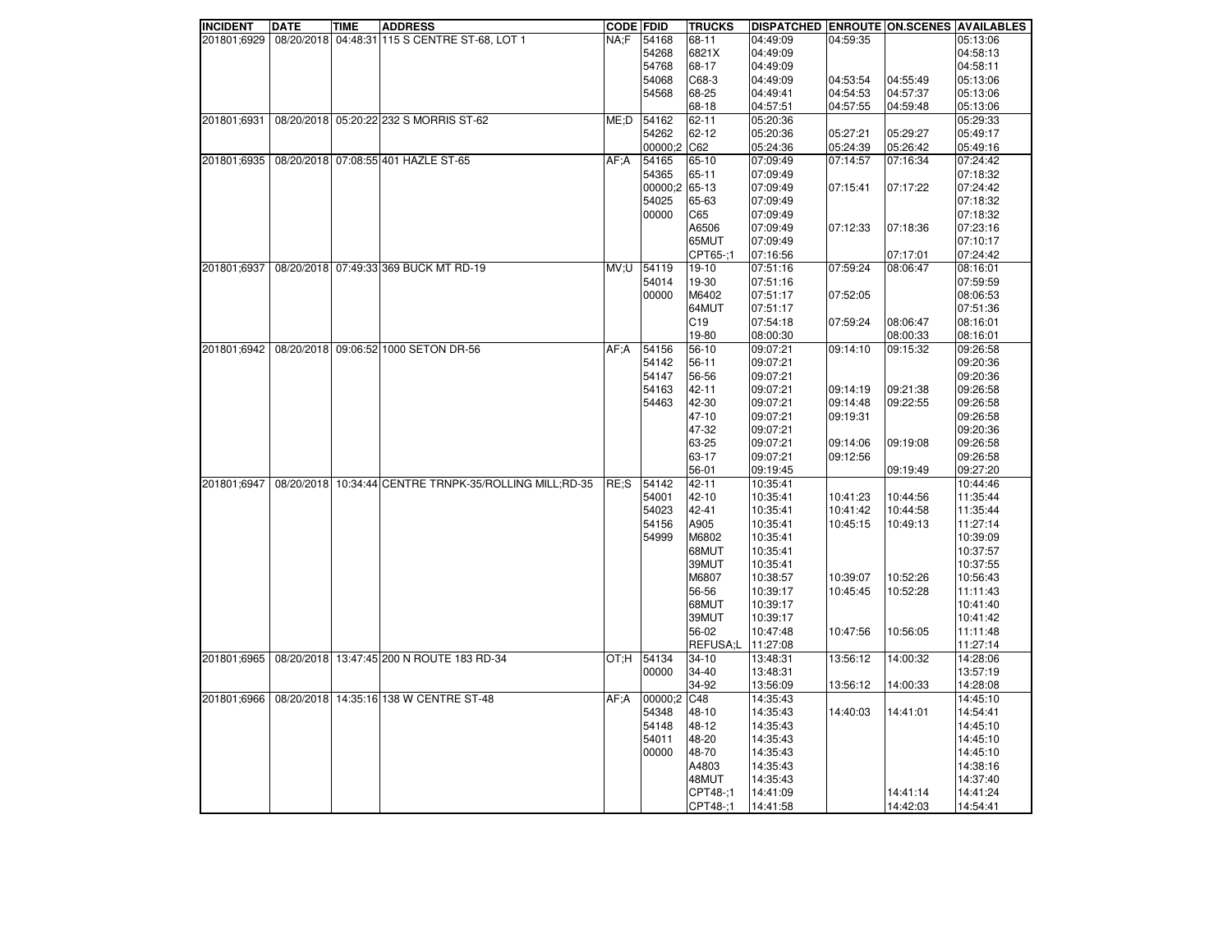| INCIDENT | DATE | TIME | ADDRESS | CODE | FDID | TRUCKS | DISPATCHED | ENROUTE | ON.SCENES | AVAILABLES |
|---|---|---|---|---|---|---|---|---|---|---|
| 201801;6929 | 08/20/2018 | 04:48:31 | 115 S CENTRE ST-68, LOT 1 | NA;F | 54168 | 68-11 | 04:49:09 | 04:59:35 | | 05:13:06 |
| | | | | | 54268 | 6821X | 04:49:09 | | | 04:58:13 |
| | | | | | 54768 | 68-17 | 04:49:09 | | | 04:58:11 |
| | | | | | 54068 | C68-3 | 04:49:09 | 04:53:54 | 04:55:49 | 05:13:06 |
| | | | | | 54568 | 68-25 | 04:49:41 | 04:54:53 | 04:57:37 | 05:13:06 |
| | | | | | | 68-18 | 04:57:51 | 04:57:55 | 04:59:48 | 05:13:06 |
| 201801;6931 | 08/20/2018 | 05:20:22 | 232 S MORRIS ST-62 | ME;D | 54162 | 62-11 | 05:20:36 | | | 05:29:33 |
| | | | | | 54262 | 62-12 | 05:20:36 | 05:27:21 | 05:29:27 | 05:49:17 |
| | | | | | 00000;2 | C62 | 05:24:36 | 05:24:39 | 05:26:42 | 05:49:16 |
| 201801;6935 | 08/20/2018 | 07:08:55 | 401 HAZLE ST-65 | AF;A | 54165 | 65-10 | 07:09:49 | 07:14:57 | 07:16:34 | 07:24:42 |
| | | | | | 54365 | 65-11 | 07:09:49 | | | 07:18:32 |
| | | | | | 00000;2 | 65-13 | 07:09:49 | 07:15:41 | 07:17:22 | 07:24:42 |
| | | | | | 54025 | 65-63 | 07:09:49 | | | 07:18:32 |
| | | | | | 00000 | C65 | 07:09:49 | | | 07:18:32 |
| | | | | | | A6506 | 07:09:49 | 07:12:33 | 07:18:36 | 07:23:16 |
| | | | | | | 65MUT | 07:09:49 | | | 07:10:17 |
| | | | | | | CPT65-;1 | 07:16:56 | | 07:17:01 | 07:24:42 |
| 201801;6937 | 08/20/2018 | 07:49:33 | 369 BUCK MT RD-19 | MV;U | 54119 | 19-10 | 07:51:16 | 07:59:24 | 08:06:47 | 08:16:01 |
| | | | | | 54014 | 19-30 | 07:51:16 | | | 07:59:59 |
| | | | | | 00000 | M6402 | 07:51:17 | 07:52:05 | | 08:06:53 |
| | | | | | | 64MUT | 07:51:17 | | | 07:51:36 |
| | | | | | | C19 | 07:54:18 | 07:59:24 | 08:06:47 | 08:16:01 |
| | | | | | | 19-80 | 08:00:30 | | 08:00:33 | 08:16:01 |
| 201801;6942 | 08/20/2018 | 09:06:52 | 1000 SETON DR-56 | AF;A | 54156 | 56-10 | 09:07:21 | 09:14:10 | 09:15:32 | 09:26:58 |
| | | | | | 54142 | 56-11 | 09:07:21 | | | 09:20:36 |
| | | | | | 54147 | 56-56 | 09:07:21 | | | 09:20:36 |
| | | | | | 54163 | 42-11 | 09:07:21 | 09:14:19 | 09:21:38 | 09:26:58 |
| | | | | | 54463 | 42-30 | 09:07:21 | 09:14:48 | 09:22:55 | 09:26:58 |
| | | | | | | 47-10 | 09:07:21 | 09:19:31 | | 09:26:58 |
| | | | | | | 47-32 | 09:07:21 | | | 09:20:36 |
| | | | | | | 63-25 | 09:07:21 | 09:14:06 | 09:19:08 | 09:26:58 |
| | | | | | | 63-17 | 09:07:21 | 09:12:56 | | 09:26:58 |
| | | | | | | 56-01 | 09:19:45 | | 09:19:49 | 09:27:20 |
| 201801;6947 | 08/20/2018 | 10:34:44 | CENTRE TRNPK-35/ROLLING MILL;RD-35 | RE;S | 54142 | 42-11 | 10:35:41 | | | 10:44:46 |
| | | | | | 54001 | 42-10 | 10:35:41 | 10:41:23 | 10:44:56 | 11:35:44 |
| | | | | | 54023 | 42-41 | 10:35:41 | 10:41:42 | 10:44:58 | 11:35:44 |
| | | | | | 54156 | A905 | 10:35:41 | 10:45:15 | 10:49:13 | 11:27:14 |
| | | | | | 54999 | M6802 | 10:35:41 | | | 10:39:09 |
| | | | | | | 68MUT | 10:35:41 | | | 10:37:57 |
| | | | | | | 39MUT | 10:35:41 | | | 10:37:55 |
| | | | | | | M6807 | 10:38:57 | 10:39:07 | 10:52:26 | 10:56:43 |
| | | | | | | 56-56 | 10:39:17 | 10:45:45 | 10:52:28 | 11:11:43 |
| | | | | | | 68MUT | 10:39:17 | | | 10:41:40 |
| | | | | | | 39MUT | 10:39:17 | | | 10:41:42 |
| | | | | | | 56-02 | 10:47:48 | 10:47:56 | 10:56:05 | 11:11:48 |
| | | | | | | REFUSA;L | 11:27:08 | | | 11:27:14 |
| 201801;6965 | 08/20/2018 | 13:47:45 | 200 N ROUTE 183 RD-34 | OT;H | 54134 | 34-10 | 13:48:31 | 13:56:12 | 14:00:32 | 14:28:06 |
| | | | | | 00000 | 34-40 | 13:48:31 | | | 13:57:19 |
| | | | | | | 34-92 | 13:56:09 | 13:56:12 | 14:00:33 | 14:28:08 |
| 201801;6966 | 08/20/2018 | 14:35:16 | 138 W CENTRE ST-48 | AF;A | 00000;2 | C48 | 14:35:43 | | | 14:45:10 |
| | | | | | 54348 | 48-10 | 14:35:43 | 14:40:03 | 14:41:01 | 14:54:41 |
| | | | | | 54148 | 48-12 | 14:35:43 | | | 14:45:10 |
| | | | | | 54011 | 48-20 | 14:35:43 | | | 14:45:10 |
| | | | | | 00000 | 48-70 | 14:35:43 | | | 14:45:10 |
| | | | | | | A4803 | 14:35:43 | | | 14:38:16 |
| | | | | | | 48MUT | 14:35:43 | | | 14:37:40 |
| | | | | | | CPT48-;1 | 14:41:09 | | 14:41:14 | 14:41:24 |
| | | | | | | CPT48-;1 | 14:41:58 | | 14:42:03 | 14:54:41 |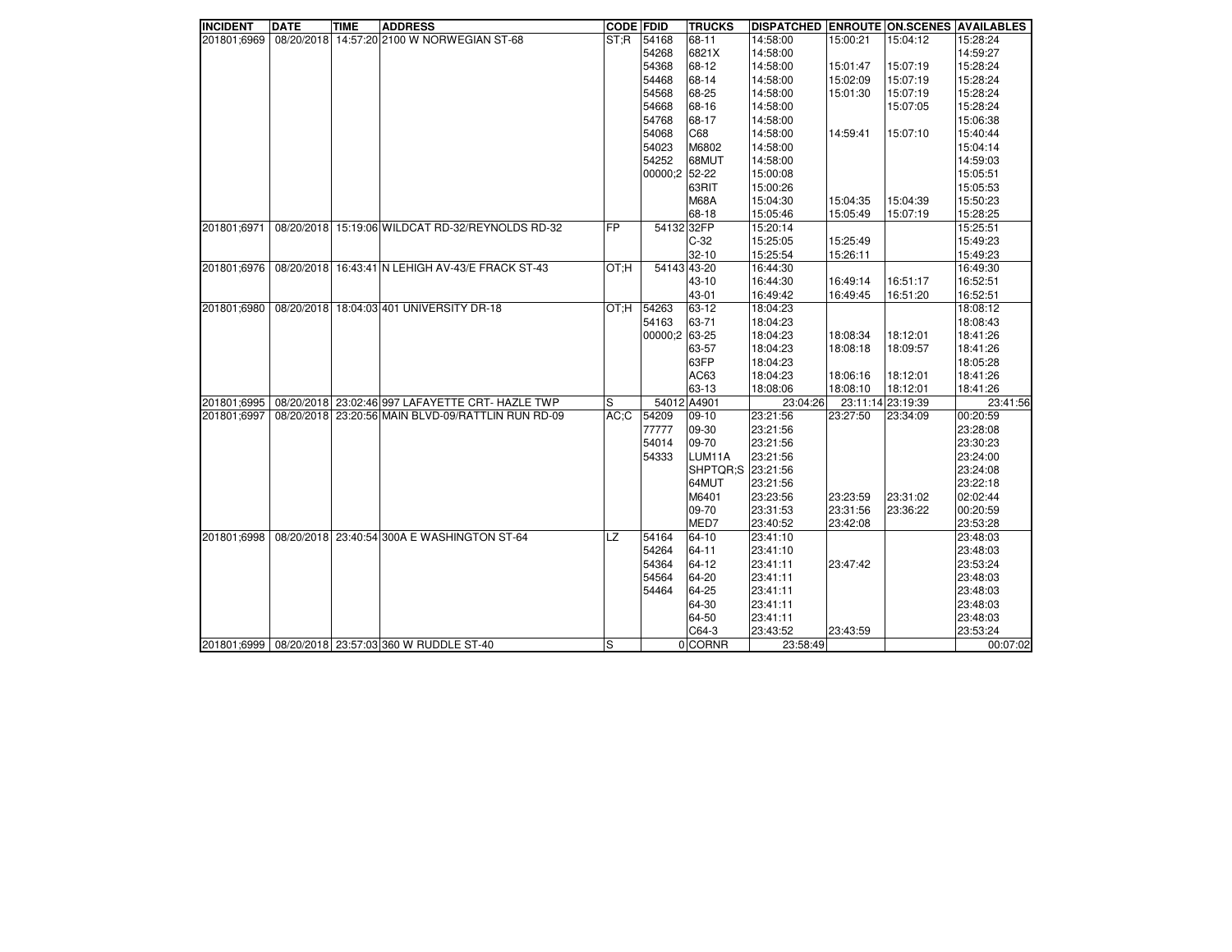| INCIDENT | DATE | TIME | ADDRESS | CODE | FDID | TRUCKS | DISPATCHED | ENROUTE | ON.SCENES | AVAILABLES |
|---|---|---|---|---|---|---|---|---|---|---|
| 201801;6969 | 08/20/2018 | 14:57:20 | 2100 W NORWEGIAN ST-68 | ST;R | 54168 | 68-11 | 14:58:00 | 15:00:21 | 15:04:12 | 15:28:24 |
| | | | | | 54268 | 6821X | 14:58:00 | | | 14:59:27 |
| | | | | | 54368 | 68-12 | 14:58:00 | 15:01:47 | 15:07:19 | 15:28:24 |
| | | | | | 54468 | 68-14 | 14:58:00 | 15:02:09 | 15:07:19 | 15:28:24 |
| | | | | | 54568 | 68-25 | 14:58:00 | 15:01:30 | 15:07:19 | 15:28:24 |
| | | | | | 54668 | 68-16 | 14:58:00 | | 15:07:05 | 15:28:24 |
| | | | | | 54768 | 68-17 | 14:58:00 | | | 15:06:38 |
| | | | | | 54068 | C68 | 14:58:00 | 14:59:41 | 15:07:10 | 15:40:44 |
| | | | | | 54023 | M6802 | 14:58:00 | | | 15:04:14 |
| | | | | | 54252 | 68MUT | 14:58:00 | | | 14:59:03 |
| | | | | | 00000;2 | 52-22 | 15:00:08 | | | 15:05:51 |
| | | | | | | 63RIT | 15:00:26 | | | 15:05:53 |
| | | | | | | M68A | 15:04:30 | 15:04:35 | 15:04:39 | 15:50:23 |
| | | | | | | 68-18 | 15:05:46 | 15:05:49 | 15:07:19 | 15:28:25 |
| 201801;6971 | 08/20/2018 | 15:19:06 | WILDCAT RD-32/REYNOLDS RD-32 | FP | 54132 | 32FP | 15:20:14 | | | 15:25:51 |
| | | | | | | C-32 | 15:25:05 | 15:25:49 | | 15:49:23 |
| | | | | | | 32-10 | 15:25:54 | 15:26:11 | | 15:49:23 |
| 201801;6976 | 08/20/2018 | 16:43:41 | N LEHIGH AV-43/E FRACK ST-43 | OT;H | 54143 | 43-20 | 16:44:30 | | | 16:49:30 |
| | | | | | | 43-10 | 16:44:30 | 16:49:14 | 16:51:17 | 16:52:51 |
| | | | | | | 43-01 | 16:49:42 | 16:49:45 | 16:51:20 | 16:52:51 |
| 201801;6980 | 08/20/2018 | 18:04:03 | 401 UNIVERSITY DR-18 | OT;H | 54263 | 63-12 | 18:04:23 | | | 18:08:12 |
| | | | | | 54163 | 63-71 | 18:04:23 | | | 18:08:43 |
| | | | | | 00000;2 | 63-25 | 18:04:23 | 18:08:34 | 18:12:01 | 18:41:26 |
| | | | | | | 63-57 | 18:04:23 | 18:08:18 | 18:09:57 | 18:41:26 |
| | | | | | | 63FP | 18:04:23 | | | 18:05:28 |
| | | | | | | AC63 | 18:04:23 | 18:06:16 | 18:12:01 | 18:41:26 |
| | | | | | | 63-13 | 18:08:06 | 18:08:10 | 18:12:01 | 18:41:26 |
| 201801;6995 | 08/20/2018 | 23:02:46 | 997 LAFAYETTE CRT- HAZLE TWP | S | 54012 | A4901 | 23:04:26 | 23:11:14 | 23:19:39 | 23:41:56 |
| 201801;6997 | 08/20/2018 | 23:20:56 | MAIN BLVD-09/RATTLIN RUN RD-09 | AC;C | 54209 | 09-10 | 23:21:56 | 23:27:50 | 23:34:09 | 00:20:59 |
| | | | | | 77777 | 09-30 | 23:21:56 | | | 23:28:08 |
| | | | | | 54014 | 09-70 | 23:21:56 | | | 23:30:23 |
| | | | | | 54333 | LUM11A | 23:21:56 | | | 23:24:00 |
| | | | | | | SHPTQR;S | 23:21:56 | | | 23:24:08 |
| | | | | | | 64MUT | 23:21:56 | | | 23:22:18 |
| | | | | | | M6401 | 23:23:56 | 23:23:59 | 23:31:02 | 02:02:44 |
| | | | | | | 09-70 | 23:31:53 | 23:31:56 | 23:36:22 | 00:20:59 |
| | | | | | | MED7 | 23:40:52 | 23:42:08 | | 23:53:28 |
| 201801;6998 | 08/20/2018 | 23:40:54 | 300A E WASHINGTON ST-64 | LZ | 54164 | 64-10 | 23:41:10 | | | 23:48:03 |
| | | | | | 54264 | 64-11 | 23:41:10 | | | 23:48:03 |
| | | | | | 54364 | 64-12 | 23:41:11 | 23:47:42 | | 23:53:24 |
| | | | | | 54564 | 64-20 | 23:41:11 | | | 23:48:03 |
| | | | | | 54464 | 64-25 | 23:41:11 | | | 23:48:03 |
| | | | | | | 64-30 | 23:41:11 | | | 23:48:03 |
| | | | | | | 64-50 | 23:41:11 | | | 23:48:03 |
| | | | | | | C64-3 | 23:43:52 | 23:43:59 | | 23:53:24 |
| 201801;6999 | 08/20/2018 | 23:57:03 | 360 W RUDDLE ST-40 | S | 0 | CORNR | 23:58:49 | | | 00:07:02 |